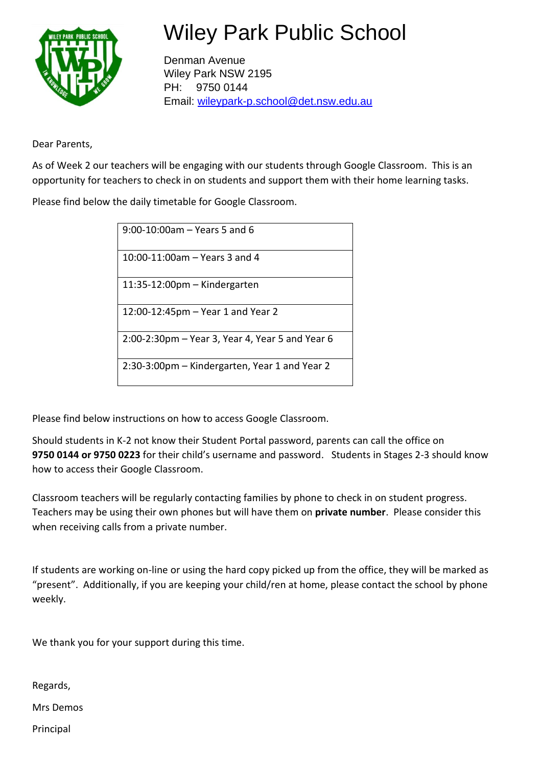# Wiley Park Public School

Denman Avenue
Wiley Park NSW 2195
PH: 9750 0144
Email: wileypark-p.school@det.nsw.edu.au

Dear Parents,

As of Week 2 our teachers will be engaging with our students through Google Classroom. This is an opportunity for teachers to check in on students and support them with their home learning tasks.

Please find below the daily timetable for Google Classroom.

| |
|---|
| 9:00-10:00am – Years 5 and 6 |
| 10:00-11:00am – Years 3 and 4 |
| 11:35-12:00pm – Kindergarten |
| 12:00-12:45pm – Year 1 and Year 2 |
| 2:00-2:30pm – Year 3, Year 4, Year 5 and Year 6 |
| 2:30-3:00pm – Kindergarten, Year 1 and Year 2 |

Please find below instructions on how to access Google Classroom.

Should students in K-2 not know their Student Portal password, parents can call the office on **9750 0144 or 9750 0223** for their child's username and password. Students in Stages 2-3 should know how to access their Google Classroom.

Classroom teachers will be regularly contacting families by phone to check in on student progress. Teachers may be using their own phones but will have them on **private number**. Please consider this when receiving calls from a private number.

If students are working on-line or using the hard copy picked up from the office, they will be marked as "present". Additionally, if you are keeping your child/ren at home, please contact the school by phone weekly.

We thank you for your support during this time.

Regards,

Mrs Demos

Principal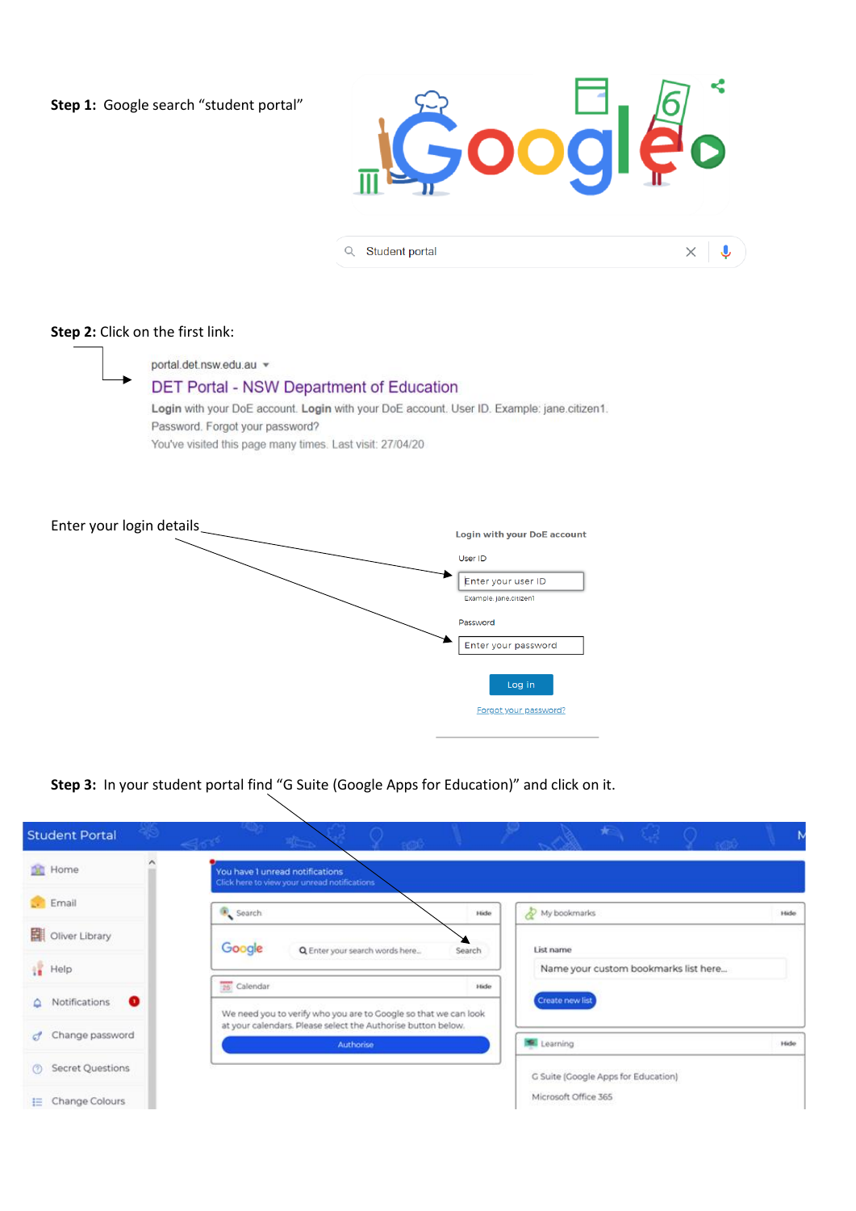**Step 1:** Google search "student portal"

Student portal

**Step 2:** Click on the first link:

portal.det.nsw.edu.au

DET Portal - NSW Department of Education

**Login** with your DoE account. **Login** with your DoE account. User ID. Example: jane.citizen1. Password. Forgot your password?

You've visited this page many times. Last visit: 27/04/20

Enter your login details

Login with your DoE account

User ID

Enter your user ID

Example: jane.citizen1

Password

Enter your password

Log in

Forgot your password?

**Step 3:** In your student portal find "G Suite (Google Apps for Education)" and click on it.

Student Portal

Home

Email

Oliver Library

Help

Notifications

Change password

Secret Questions

Change Colours

You have 1 unread notifications
Click here to view your unread notifications

Search — Hide

Enter your search words here... Search

Calendar — Hide

We need you to verify who you are to Google so that we can look at your calendars. Please select the Authorise button below.

Authorise

My bookmarks — Hide

List name

Name your custom bookmarks list here...

Create new list

Learning — Hide

G Suite (Google Apps for Education)

Microsoft Office 365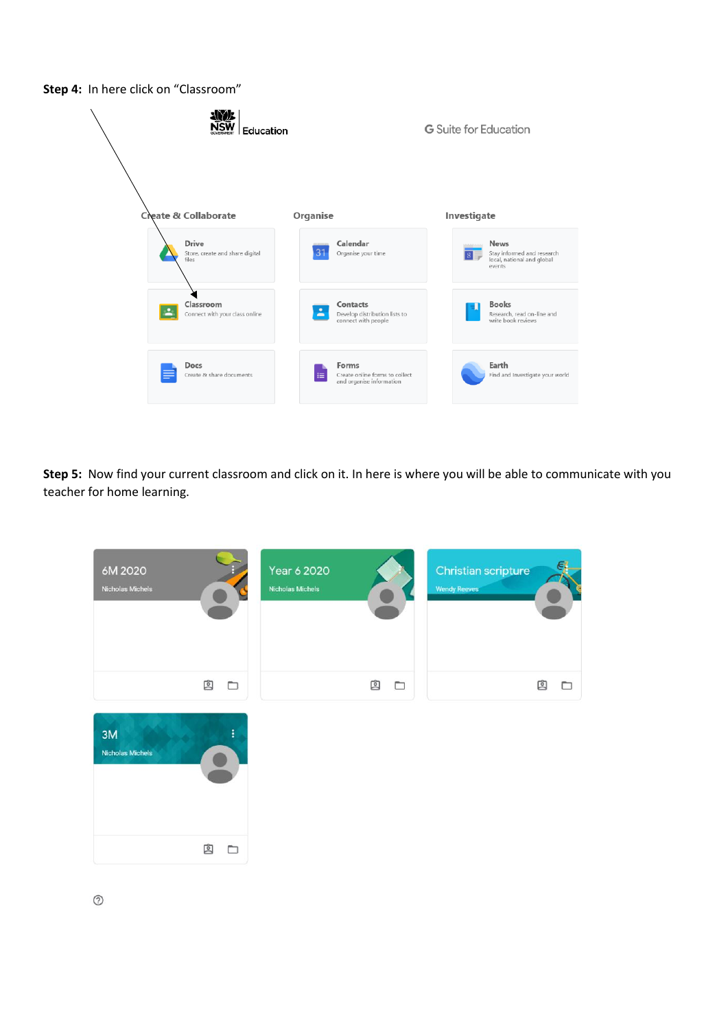**Step 4:** In here click on "Classroom"

NSW Education

G Suite for Education

Create & Collaborate

Drive
Store, create and share digital files

Classroom
Connect with your class online

Docs
Create & share documents

Organise

Calendar
Organise your time

Contacts
Develop distribution lists to connect with people

Forms
Create online forms to collect and organise information

Investigate

News
Stay informed and research local, national and global events

Books
Research, read on-line and write book reviews

Earth
Find and investigate your world

**Step 5:** Now find your current classroom and click on it. In here is where you will be able to communicate with you teacher for home learning.

6M 2020
Nicholas Michels

Year 6 2020
Nicholas Michels

Christian scripture
Wendy Reeves

3M
Nicholas Michels